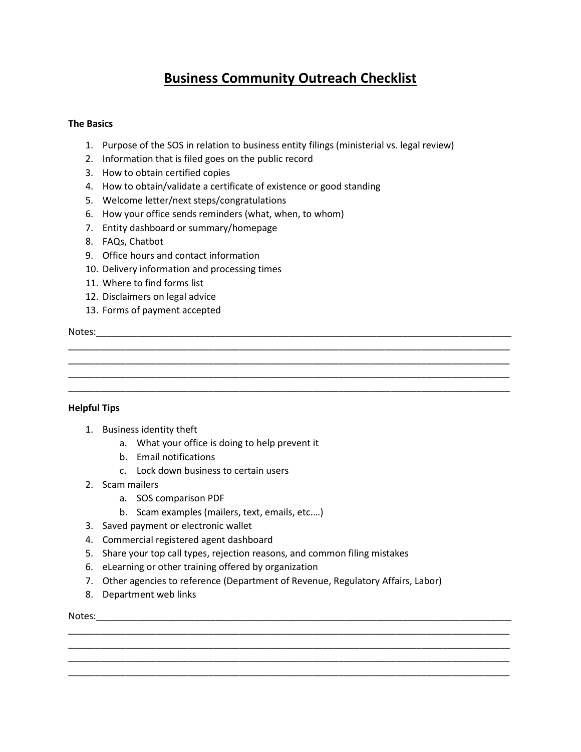# Business Community Outreach Checklist

**The Basics**

1. Purpose of the SOS in relation to business entity filings (ministerial vs. legal review)
2. Information that is filed goes on the public record
3. How to obtain certified copies
4. How to obtain/validate a certificate of existence or good standing
5. Welcome letter/next steps/congratulations
6. How your office sends reminders (what, when, to whom)
7. Entity dashboard or summary/homepage
8. FAQs, Chatbot
9. Office hours and contact information
10. Delivery information and processing times
11. Where to find forms list
12. Disclaimers on legal advice
13. Forms of payment accepted

Notes:_______________________________________________________________________________
_____________________________________________________________________________________
_____________________________________________________________________________________
_____________________________________________________________________________________
_____________________________________________________________________________________

**Helpful Tips**

1. Business identity theft
   a. What your office is doing to help prevent it
   b. Email notifications
   c. Lock down business to certain users
2. Scam mailers
   a. SOS comparison PDF
   b. Scam examples (mailers, text, emails, etc.…)
3. Saved payment or electronic wallet
4. Commercial registered agent dashboard
5. Share your top call types, rejection reasons, and common filing mistakes
6. eLearning or other training offered by organization
7. Other agencies to reference (Department of Revenue, Regulatory Affairs, Labor)
8. Department web links

Notes:_______________________________________________________________________________
_____________________________________________________________________________________
_____________________________________________________________________________________
_____________________________________________________________________________________
_____________________________________________________________________________________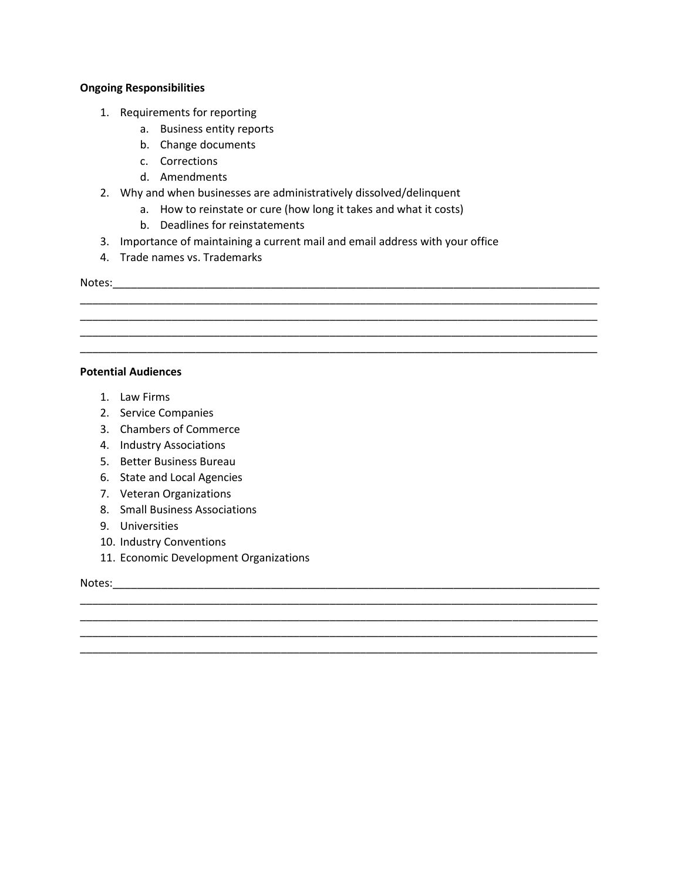**Ongoing Responsibilities**

1. Requirements for reporting
    a. Business entity reports
    b. Change documents
    c. Corrections
    d. Amendments
2. Why and when businesses are administratively dissolved/delinquent
    a. How to reinstate or cure (how long it takes and what it costs)
    b. Deadlines for reinstatements
3. Importance of maintaining a current mail and email address with your office
4. Trade names vs. Trademarks

Notes:______________________________________________________________________________
______________________________________________________________________________
______________________________________________________________________________
______________________________________________________________________________
______________________________________________________________________________

**Potential Audiences**

1. Law Firms
2. Service Companies
3. Chambers of Commerce
4. Industry Associations
5. Better Business Bureau
6. State and Local Agencies
7. Veteran Organizations
8. Small Business Associations
9. Universities
10. Industry Conventions
11. Economic Development Organizations

Notes:______________________________________________________________________________
______________________________________________________________________________
______________________________________________________________________________
______________________________________________________________________________
______________________________________________________________________________